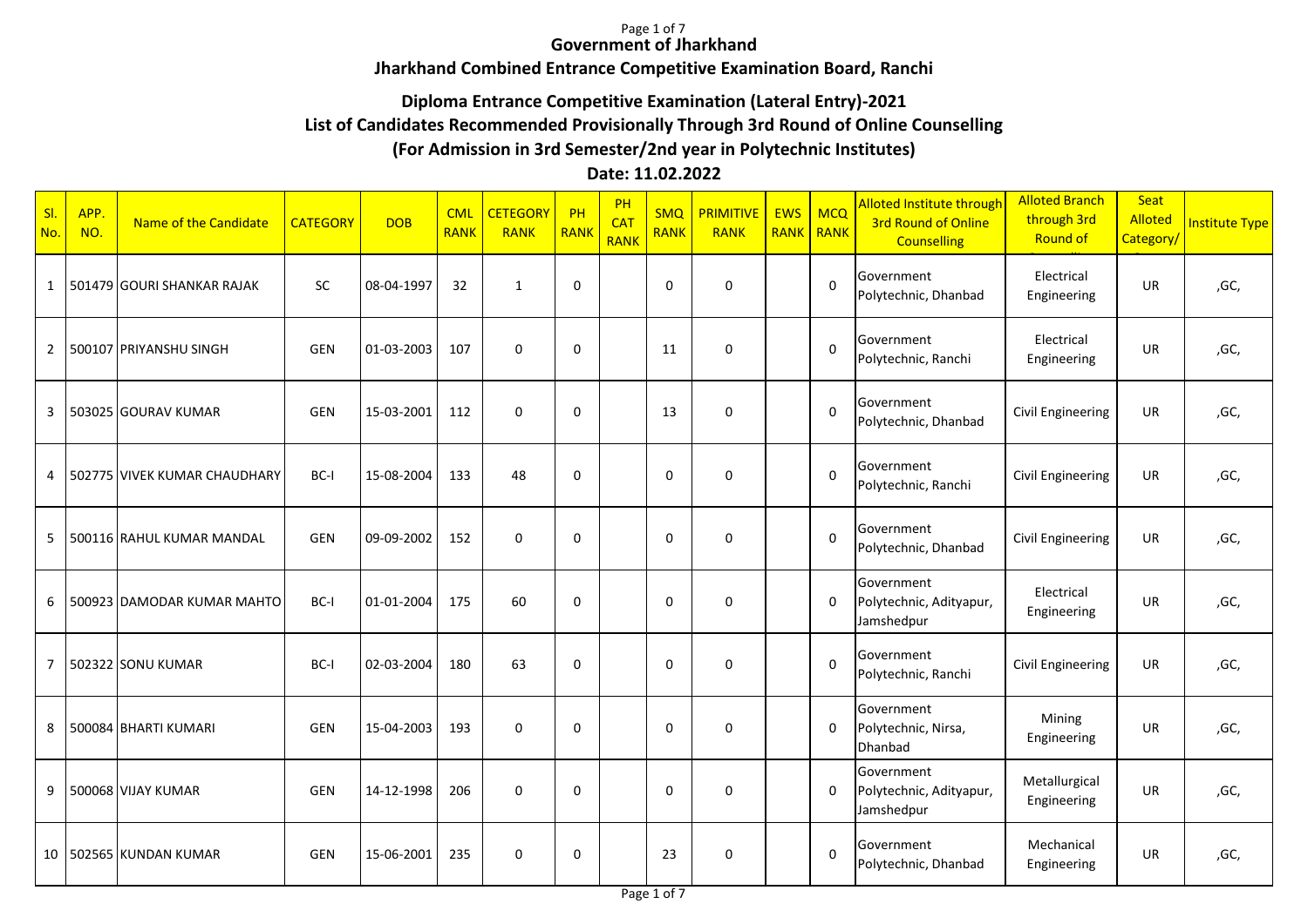# Government of Jharkhand

## Jharkhand Combined Entrance Competitive Examination Board, Ranchi

### Diploma Entrance Competitive Examination (Lateral Entry)-2021

### List of Candidates Recommended Provisionally Through 3rd Round of Online Counselling

### (For Admission in 3rd Semester/2nd year in Polytechnic Institutes)

### Date: 11.02.2022

| Sl. No. | APP. NO. | Name of the Candidate | CATEGORY | DOB | CML RANK | CETEGORY RANK | PH RANK | PH CAT RANK | SMQ RANK | PRIMITIVE RANK | EWS RANK | MCQ RANK | Alloted Institute through 3rd Round of Online Counselling | Alloted Branch through 3rd Round of Counselling | Seat Alloted Category/ | Institute Type |
|---|---|---|---|---|---|---|---|---|---|---|---|---|---|---|---|---|
| 1 | 501479 | GOURI SHANKAR RAJAK | SC | 08-04-1997 | 32 | 1 | 0 | | 0 | 0 | | 0 | Government Polytechnic, Dhanbad | Electrical Engineering | UR | ,GC, |
| 2 | 500107 | PRIYANSHU SINGH | GEN | 01-03-2003 | 107 | 0 | 0 | | 11 | 0 | | 0 | Government Polytechnic, Ranchi | Electrical Engineering | UR | ,GC, |
| 3 | 503025 | GOURAV KUMAR | GEN | 15-03-2001 | 112 | 0 | 0 | | 13 | 0 | | 0 | Government Polytechnic, Dhanbad | Civil Engineering | UR | ,GC, |
| 4 | 502775 | VIVEK KUMAR CHAUDHARY | BC-I | 15-08-2004 | 133 | 48 | 0 | | 0 | 0 | | 0 | Government Polytechnic, Ranchi | Civil Engineering | UR | ,GC, |
| 5 | 500116 | RAHUL KUMAR MANDAL | GEN | 09-09-2002 | 152 | 0 | 0 | | 0 | 0 | | 0 | Government Polytechnic, Dhanbad | Civil Engineering | UR | ,GC, |
| 6 | 500923 | DAMODAR KUMAR MAHTO | BC-I | 01-01-2004 | 175 | 60 | 0 | | 0 | 0 | | 0 | Government Polytechnic, Adityapur, Jamshedpur | Electrical Engineering | UR | ,GC, |
| 7 | 502322 | SONU KUMAR | BC-I | 02-03-2004 | 180 | 63 | 0 | | 0 | 0 | | 0 | Government Polytechnic, Ranchi | Civil Engineering | UR | ,GC, |
| 8 | 500084 | BHARTI KUMARI | GEN | 15-04-2003 | 193 | 0 | 0 | | 0 | 0 | | 0 | Government Polytechnic, Nirsa, Dhanbad | Mining Engineering | UR | ,GC, |
| 9 | 500068 | VIJAY KUMAR | GEN | 14-12-1998 | 206 | 0 | 0 | | 0 | 0 | | 0 | Government Polytechnic, Adityapur, Jamshedpur | Metallurgical Engineering | UR | ,GC, |
| 10 | 502565 | KUNDAN KUMAR | GEN | 15-06-2001 | 235 | 0 | 0 | | 23 | 0 | | 0 | Government Polytechnic, Dhanbad | Mechanical Engineering | UR | ,GC, |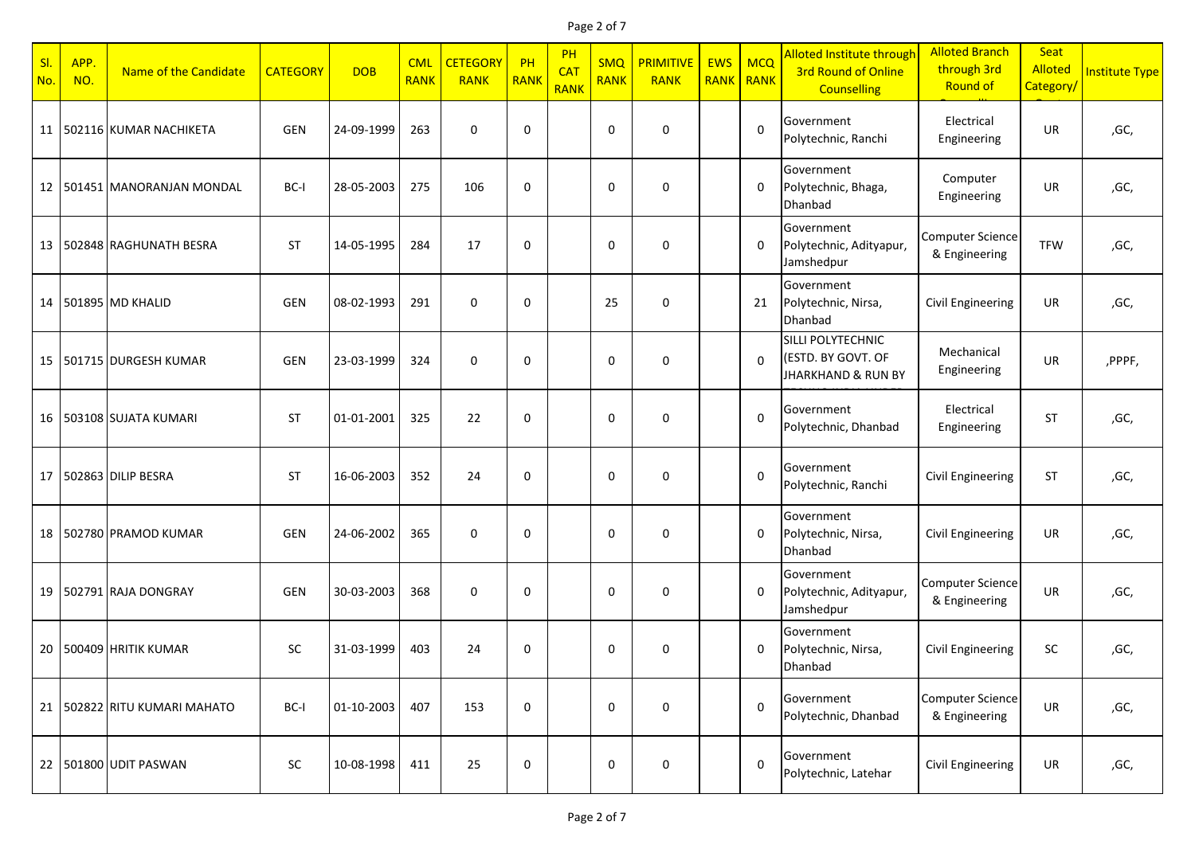| Sl. No. | APP. NO. | Name of the Candidate | CATEGORY | DOB | CML RANK | CETEGORY RANK | PH RANK | PH CAT RANK | SMQ RANK | PRIMITIVE RANK | EWS RANK | MCQ RANK | Alloted Institute through 3rd Round of Online Counselling | Alloted Branch through 3rd Round of | Seat Alloted Category/ | Institute Type |
|---|---|---|---|---|---|---|---|---|---|---|---|---|---|---|---|---|
| 11 | 502116 | KUMAR NACHIKETA | GEN | 24-09-1999 | 263 | 0 | 0 | | 0 | 0 | | 0 | Government Polytechnic, Ranchi | Electrical Engineering | UR | ,GC, |
| 12 | 501451 | MANORANJAN MONDAL | BC-I | 28-05-2003 | 275 | 106 | 0 | | 0 | 0 | | 0 | Government Polytechnic, Bhaga, Dhanbad | Computer Engineering | UR | ,GC, |
| 13 | 502848 | RAGHUNATH BESRA | ST | 14-05-1995 | 284 | 17 | 0 | | 0 | 0 | | 0 | Government Polytechnic, Adityapur, Jamshedpur | Computer Science & Engineering | TFW | ,GC, |
| 14 | 501895 | MD KHALID | GEN | 08-02-1993 | 291 | 0 | 0 | | 25 | 0 | | 21 | Government Polytechnic, Nirsa, Dhanbad | Civil Engineering | UR | ,GC, |
| 15 | 501715 | DURGESH KUMAR | GEN | 23-03-1999 | 324 | 0 | 0 | | 0 | 0 | | 0 | SILLI POLYTECHNIC (ESTD. BY GOVT. OF JHARKHAND & RUN BY | Mechanical Engineering | UR | ,PPPF, |
| 16 | 503108 | SUJATA KUMARI | ST | 01-01-2001 | 325 | 22 | 0 | | 0 | 0 | | 0 | Government Polytechnic, Dhanbad | Electrical Engineering | ST | ,GC, |
| 17 | 502863 | DILIP BESRA | ST | 16-06-2003 | 352 | 24 | 0 | | 0 | 0 | | 0 | Government Polytechnic, Ranchi | Civil Engineering | ST | ,GC, |
| 18 | 502780 | PRAMOD KUMAR | GEN | 24-06-2002 | 365 | 0 | 0 | | 0 | 0 | | 0 | Government Polytechnic, Nirsa, Dhanbad | Civil Engineering | UR | ,GC, |
| 19 | 502791 | RAJA DONGRAY | GEN | 30-03-2003 | 368 | 0 | 0 | | 0 | 0 | | 0 | Government Polytechnic, Adityapur, Jamshedpur | Computer Science & Engineering | UR | ,GC, |
| 20 | 500409 | HRITIK KUMAR | SC | 31-03-1999 | 403 | 24 | 0 | | 0 | 0 | | 0 | Government Polytechnic, Nirsa, Dhanbad | Civil Engineering | SC | ,GC, |
| 21 | 502822 | RITU KUMARI MAHATO | BC-I | 01-10-2003 | 407 | 153 | 0 | | 0 | 0 | | 0 | Government Polytechnic, Dhanbad | Computer Science & Engineering | UR | ,GC, |
| 22 | 501800 | UDIT PASWAN | SC | 10-08-1998 | 411 | 25 | 0 | | 0 | 0 | | 0 | Government Polytechnic, Latehar | Civil Engineering | UR | ,GC, |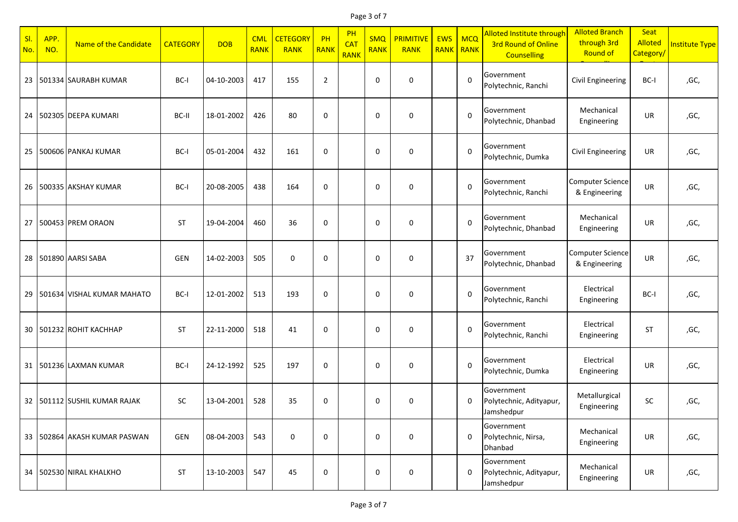| Sl. No. | APP. NO. | Name of the Candidate | CATEGORY | DOB | CML RANK | CETEGORY RANK | PH RANK | PH CAT RANK | SMQ RANK | PRIMITIVE RANK | EWS RANK | MCQ RANK | Alloted Institute through 3rd Round of Online Counselling | Alloted Branch through 3rd Round of Counselling | Seat Alloted Category/ | Institute Type |
|---|---|---|---|---|---|---|---|---|---|---|---|---|---|---|---|---|
| 23 | 501334 | SAURABH KUMAR | BC-I | 04-10-2003 | 417 | 155 | 2 | | 0 | 0 | | 0 | Government Polytechnic, Ranchi | Civil Engineering | BC-I | ,GC, |
| 24 | 502305 | DEEPA KUMARI | BC-II | 18-01-2002 | 426 | 80 | 0 | | 0 | 0 | | 0 | Government Polytechnic, Dhanbad | Mechanical Engineering | UR | ,GC, |
| 25 | 500606 | PANKAJ KUMAR | BC-I | 05-01-2004 | 432 | 161 | 0 | | 0 | 0 | | 0 | Government Polytechnic, Dumka | Civil Engineering | UR | ,GC, |
| 26 | 500335 | AKSHAY KUMAR | BC-I | 20-08-2005 | 438 | 164 | 0 | | 0 | 0 | | 0 | Government Polytechnic, Ranchi | Computer Science & Engineering | UR | ,GC, |
| 27 | 500453 | PREM ORAON | ST | 19-04-2004 | 460 | 36 | 0 | | 0 | 0 | | 0 | Government Polytechnic, Dhanbad | Mechanical Engineering | UR | ,GC, |
| 28 | 501890 | AARSI SABA | GEN | 14-02-2003 | 505 | 0 | 0 | | 0 | 0 | | 37 | Government Polytechnic, Dhanbad | Computer Science & Engineering | UR | ,GC, |
| 29 | 501634 | VISHAL KUMAR MAHATO | BC-I | 12-01-2002 | 513 | 193 | 0 | | 0 | 0 | | 0 | Government Polytechnic, Ranchi | Electrical Engineering | BC-I | ,GC, |
| 30 | 501232 | ROHIT KACHHAP | ST | 22-11-2000 | 518 | 41 | 0 | | 0 | 0 | | 0 | Government Polytechnic, Ranchi | Electrical Engineering | ST | ,GC, |
| 31 | 501236 | LAXMAN KUMAR | BC-I | 24-12-1992 | 525 | 197 | 0 | | 0 | 0 | | 0 | Government Polytechnic, Dumka | Electrical Engineering | UR | ,GC, |
| 32 | 501112 | SUSHIL KUMAR RAJAK | SC | 13-04-2001 | 528 | 35 | 0 | | 0 | 0 | | 0 | Government Polytechnic, Adityapur, Jamshedpur | Metallurgical Engineering | SC | ,GC, |
| 33 | 502864 | AKASH KUMAR PASWAN | GEN | 08-04-2003 | 543 | 0 | 0 | | 0 | 0 | | 0 | Government Polytechnic, Nirsa, Dhanbad | Mechanical Engineering | UR | ,GC, |
| 34 | 502530 | NIRAL KHALKHO | ST | 13-10-2003 | 547 | 45 | 0 | | 0 | 0 | | 0 | Government Polytechnic, Adityapur, Jamshedpur | Mechanical Engineering | UR | ,GC, |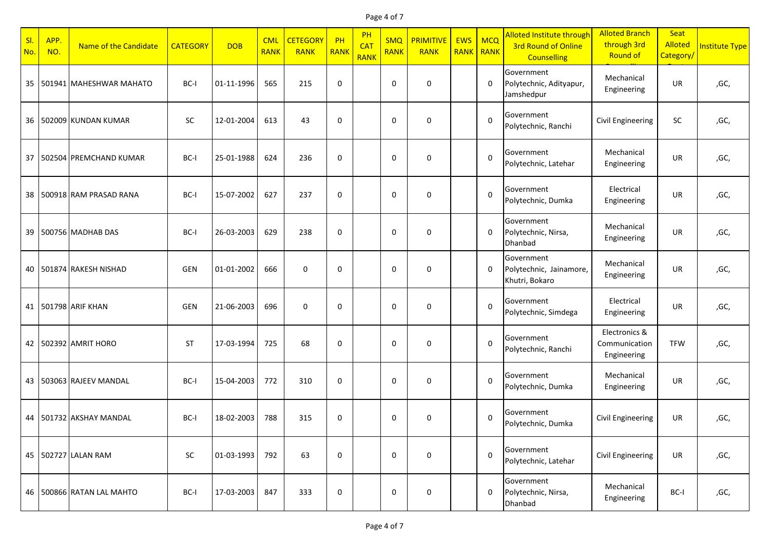| Sl. No. | APP. NO. | Name of the Candidate | CATEGORY | DOB | CML RANK | CETEGORY RANK | PH RANK | PH CAT RANK | SMQ RANK | PRIMITIVE RANK | EWS RANK | MCQ RANK | Alloted Institute through 3rd Round of Online Counselling | Alloted Branch through 3rd Round of Counselling | Seat Alloted Category/ | Institute Type |
|---|---|---|---|---|---|---|---|---|---|---|---|---|---|---|---|---|
| 35 | 501941 | MAHESHWAR MAHATO | BC-I | 01-11-1996 | 565 | 215 | 0 | | 0 | 0 | | 0 | Government Polytechnic, Adityapur, Jamshedpur | Mechanical Engineering | UR | ,GC, |
| 36 | 502009 | KUNDAN KUMAR | SC | 12-01-2004 | 613 | 43 | 0 | | 0 | 0 | | 0 | Government Polytechnic, Ranchi | Civil Engineering | SC | ,GC, |
| 37 | 502504 | PREMCHAND KUMAR | BC-I | 25-01-1988 | 624 | 236 | 0 | | 0 | 0 | | 0 | Government Polytechnic, Latehar | Mechanical Engineering | UR | ,GC, |
| 38 | 500918 | RAM PRASAD RANA | BC-I | 15-07-2002 | 627 | 237 | 0 | | 0 | 0 | | 0 | Government Polytechnic, Dumka | Electrical Engineering | UR | ,GC, |
| 39 | 500756 | MADHAB DAS | BC-I | 26-03-2003 | 629 | 238 | 0 | | 0 | 0 | | 0 | Government Polytechnic, Nirsa, Dhanbad | Mechanical Engineering | UR | ,GC, |
| 40 | 501874 | RAKESH NISHAD | GEN | 01-01-2002 | 666 | 0 | 0 | | 0 | 0 | | 0 | Government Polytechnic, Jainamore, Khutri, Bokaro | Mechanical Engineering | UR | ,GC, |
| 41 | 501798 | ARIF KHAN | GEN | 21-06-2003 | 696 | 0 | 0 | | 0 | 0 | | 0 | Government Polytechnic, Simdega | Electrical Engineering | UR | ,GC, |
| 42 | 502392 | AMRIT HORO | ST | 17-03-1994 | 725 | 68 | 0 | | 0 | 0 | | 0 | Government Polytechnic, Ranchi | Electronics & Communication Engineering | TFW | ,GC, |
| 43 | 503063 | RAJEEV MANDAL | BC-I | 15-04-2003 | 772 | 310 | 0 | | 0 | 0 | | 0 | Government Polytechnic, Dumka | Mechanical Engineering | UR | ,GC, |
| 44 | 501732 | AKSHAY MANDAL | BC-I | 18-02-2003 | 788 | 315 | 0 | | 0 | 0 | | 0 | Government Polytechnic, Dumka | Civil Engineering | UR | ,GC, |
| 45 | 502727 | LALAN RAM | SC | 01-03-1993 | 792 | 63 | 0 | | 0 | 0 | | 0 | Government Polytechnic, Latehar | Civil Engineering | UR | ,GC, |
| 46 | 500866 | RATAN LAL MAHTO | BC-I | 17-03-2003 | 847 | 333 | 0 | | 0 | 0 | | 0 | Government Polytechnic, Nirsa, Dhanbad | Mechanical Engineering | BC-I | ,GC, |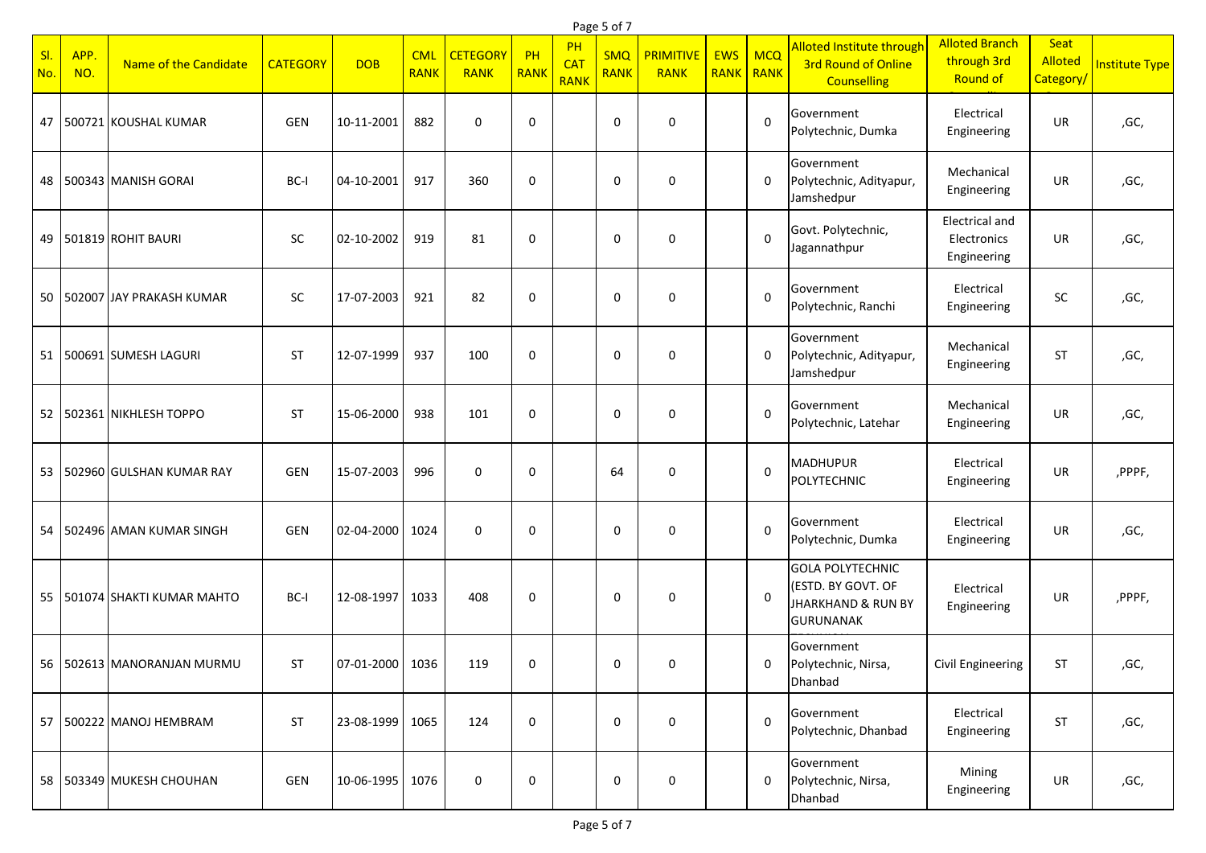| Sl. No. | APP. NO. | Name of the Candidate | CATEGORY | DOB | CML RANK | CETEGORY RANK | PH RANK | PH CAT RANK | SMQ RANK | PRIMITIVE RANK | EWS RANK | MCQ RANK | Alloted Institute through 3rd Round of Online Counselling | Alloted Branch through 3rd Round of | Seat Alloted Category/ | Institute Type |
|---|---|---|---|---|---|---|---|---|---|---|---|---|---|---|---|---|
| 47 | 500721 | KOUSHAL KUMAR | GEN | 10-11-2001 | 882 | 0 | 0 | | 0 | 0 | | 0 | Government Polytechnic, Dumka | Electrical Engineering | UR | ,GC, |
| 48 | 500343 | MANISH GORAI | BC-I | 04-10-2001 | 917 | 360 | 0 | | 0 | 0 | | 0 | Government Polytechnic, Adityapur, Jamshedpur | Mechanical Engineering | UR | ,GC, |
| 49 | 501819 | ROHIT BAURI | SC | 02-10-2002 | 919 | 81 | 0 | | 0 | 0 | | 0 | Govt. Polytechnic, Jagannathpur | Electrical and Electronics Engineering | UR | ,GC, |
| 50 | 502007 | JAY PRAKASH KUMAR | SC | 17-07-2003 | 921 | 82 | 0 | | 0 | 0 | | 0 | Government Polytechnic, Ranchi | Electrical Engineering | SC | ,GC, |
| 51 | 500691 | SUMESH LAGURI | ST | 12-07-1999 | 937 | 100 | 0 | | 0 | 0 | | 0 | Government Polytechnic, Adityapur, Jamshedpur | Mechanical Engineering | ST | ,GC, |
| 52 | 502361 | NIKHLESH TOPPO | ST | 15-06-2000 | 938 | 101 | 0 | | 0 | 0 | | 0 | Government Polytechnic, Latehar | Mechanical Engineering | UR | ,GC, |
| 53 | 502960 | GULSHAN KUMAR RAY | GEN | 15-07-2003 | 996 | 0 | 0 | | 64 | 0 | | 0 | MADHUPUR POLYTECHNIC | Electrical Engineering | UR | ,PPPF, |
| 54 | 502496 | AMAN KUMAR SINGH | GEN | 02-04-2000 | 1024 | 0 | 0 | | 0 | 0 | | 0 | Government Polytechnic, Dumka | Electrical Engineering | UR | ,GC, |
| 55 | 501074 | SHAKTI KUMAR MAHTO | BC-I | 12-08-1997 | 1033 | 408 | 0 | | 0 | 0 | | 0 | GOLA POLYTECHNIC (ESTD. BY GOVT. OF JHARKHAND & RUN BY GURUNANAK | Electrical Engineering | UR | ,PPPF, |
| 56 | 502613 | MANORANJAN MURMU | ST | 07-01-2000 | 1036 | 119 | 0 | | 0 | 0 | | 0 | Government Polytechnic, Nirsa, Dhanbad | Civil Engineering | ST | ,GC, |
| 57 | 500222 | MANOJ HEMBRAM | ST | 23-08-1999 | 1065 | 124 | 0 | | 0 | 0 | | 0 | Government Polytechnic, Dhanbad | Electrical Engineering | ST | ,GC, |
| 58 | 503349 | MUKESH CHOUHAN | GEN | 10-06-1995 | 1076 | 0 | 0 | | 0 | 0 | | 0 | Government Polytechnic, Nirsa, Dhanbad | Mining Engineering | UR | ,GC, |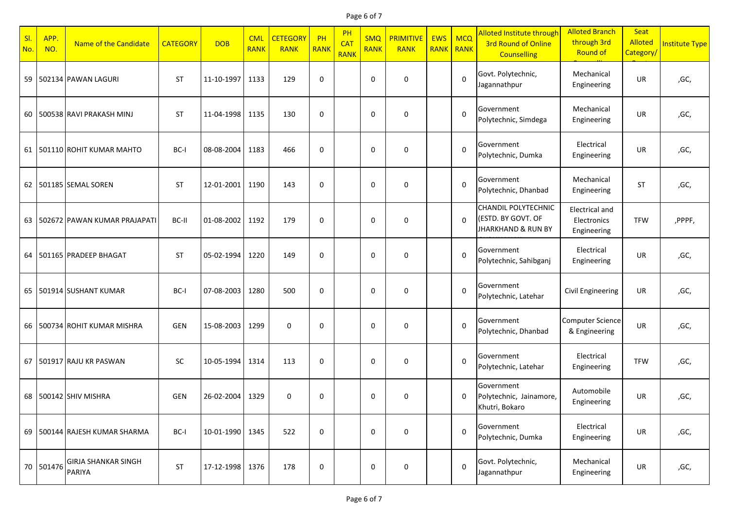| Sl. No. | APP. NO. | Name of the Candidate | CATEGORY | DOB | CML RANK | CETEGORY RANK | PH RANK | PH CAT RANK | SMQ RANK | PRIMITIVE RANK | EWS RANK | MCQ RANK | Alloted Institute through 3rd Round of Online Counselling | Alloted Branch through 3rd Round of Counselling | Seat Alloted Category/ | Institute Type |
|---|---|---|---|---|---|---|---|---|---|---|---|---|---|---|---|---|
| 59 | 502134 | PAWAN LAGURI | ST | 11-10-1997 | 1133 | 129 | 0 | | 0 | 0 | | 0 | Govt. Polytechnic, Jagannathpur | Mechanical Engineering | UR | ,GC, |
| 60 | 500538 | RAVI PRAKASH MINJ | ST | 11-04-1998 | 1135 | 130 | 0 | | 0 | 0 | | 0 | Government Polytechnic, Simdega | Mechanical Engineering | UR | ,GC, |
| 61 | 501110 | ROHIT KUMAR MAHTO | BC-I | 08-08-2004 | 1183 | 466 | 0 | | 0 | 0 | | 0 | Government Polytechnic, Dumka | Electrical Engineering | UR | ,GC, |
| 62 | 501185 | SEMAL SOREN | ST | 12-01-2001 | 1190 | 143 | 0 | | 0 | 0 | | 0 | Government Polytechnic, Dhanbad | Mechanical Engineering | ST | ,GC, |
| 63 | 502672 | PAWAN KUMAR PRAJAPATI | BC-II | 01-08-2002 | 1192 | 179 | 0 | | 0 | 0 | | 0 | CHANDIL POLYTECHNIC (ESTD. BY GOVT. OF JHARKHAND & RUN BY | Electrical and Electronics Engineering | TFW | ,PPPF, |
| 64 | 501165 | PRADEEP BHAGAT | ST | 05-02-1994 | 1220 | 149 | 0 | | 0 | 0 | | 0 | Government Polytechnic, Sahibganj | Electrical Engineering | UR | ,GC, |
| 65 | 501914 | SUSHANT KUMAR | BC-I | 07-08-2003 | 1280 | 500 | 0 | | 0 | 0 | | 0 | Government Polytechnic, Latehar | Civil Engineering | UR | ,GC, |
| 66 | 500734 | ROHIT KUMAR MISHRA | GEN | 15-08-2003 | 1299 | 0 | 0 | | 0 | 0 | | 0 | Government Polytechnic, Dhanbad | Computer Science & Engineering | UR | ,GC, |
| 67 | 501917 | RAJU KR PASWAN | SC | 10-05-1994 | 1314 | 113 | 0 | | 0 | 0 | | 0 | Government Polytechnic, Latehar | Electrical Engineering | TFW | ,GC, |
| 68 | 500142 | SHIV MISHRA | GEN | 26-02-2004 | 1329 | 0 | 0 | | 0 | 0 | | 0 | Government Polytechnic, Jainamore, Khutri, Bokaro | Automobile Engineering | UR | ,GC, |
| 69 | 500144 | RAJESH KUMAR SHARMA | BC-I | 10-01-1990 | 1345 | 522 | 0 | | 0 | 0 | | 0 | Government Polytechnic, Dumka | Electrical Engineering | UR | ,GC, |
| 70 | 501476 | GIRJA SHANKAR SINGH PARIYA | ST | 17-12-1998 | 1376 | 178 | 0 | | 0 | 0 | | 0 | Govt. Polytechnic, Jagannathpur | Mechanical Engineering | UR | ,GC, |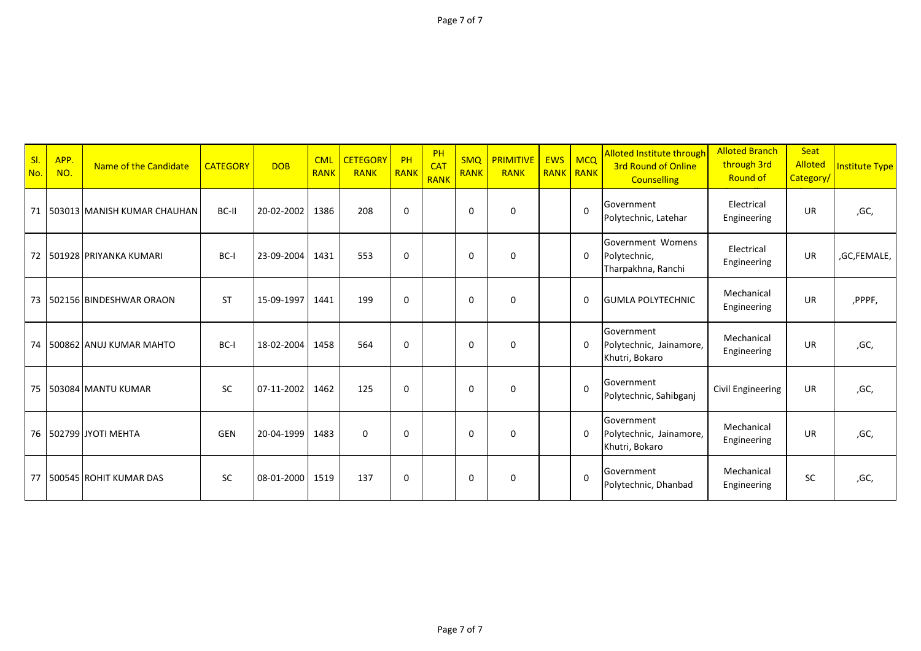| Sl. No. | APP. NO. | Name of the Candidate | CATEGORY | DOB | CML RANK | CETEGORY RANK | PH RANK | PH CAT RANK | SMQ RANK | PRIMITIVE RANK | EWS RANK | MCQ RANK | Alloted Institute through 3rd Round of Online Counselling | Alloted Branch through 3rd Round of | Seat Alloted Category/ | Institute Type |
|---|---|---|---|---|---|---|---|---|---|---|---|---|---|---|---|---|
| 71 | 503013 | MANISH KUMAR CHAUHAN | BC-II | 20-02-2002 | 1386 | 208 | 0 | | 0 | 0 | | 0 | Government Polytechnic, Latehar | Electrical Engineering | UR | ,GC, |
| 72 | 501928 | PRIYANKA KUMARI | BC-I | 23-09-2004 | 1431 | 553 | 0 | | 0 | 0 | | 0 | Government Womens Polytechnic, Tharpakhna, Ranchi | Electrical Engineering | UR | ,GC,FEMALE, |
| 73 | 502156 | BINDESHWAR ORAON | ST | 15-09-1997 | 1441 | 199 | 0 | | 0 | 0 | | 0 | GUMLA POLYTECHNIC | Mechanical Engineering | UR | ,PPPF, |
| 74 | 500862 | ANUJ KUMAR MAHTO | BC-I | 18-02-2004 | 1458 | 564 | 0 | | 0 | 0 | | 0 | Government Polytechnic, Jainamore, Khutri, Bokaro | Mechanical Engineering | UR | ,GC, |
| 75 | 503084 | MANTU KUMAR | SC | 07-11-2002 | 1462 | 125 | 0 | | 0 | 0 | | 0 | Government Polytechnic, Sahibganj | Civil Engineering | UR | ,GC, |
| 76 | 502799 | JYOTI MEHTA | GEN | 20-04-1999 | 1483 | 0 | 0 | | 0 | 0 | | 0 | Government Polytechnic, Jainamore, Khutri, Bokaro | Mechanical Engineering | UR | ,GC, |
| 77 | 500545 | ROHIT KUMAR DAS | SC | 08-01-2000 | 1519 | 137 | 0 | | 0 | 0 | | 0 | Government Polytechnic, Dhanbad | Mechanical Engineering | SC | ,GC, |